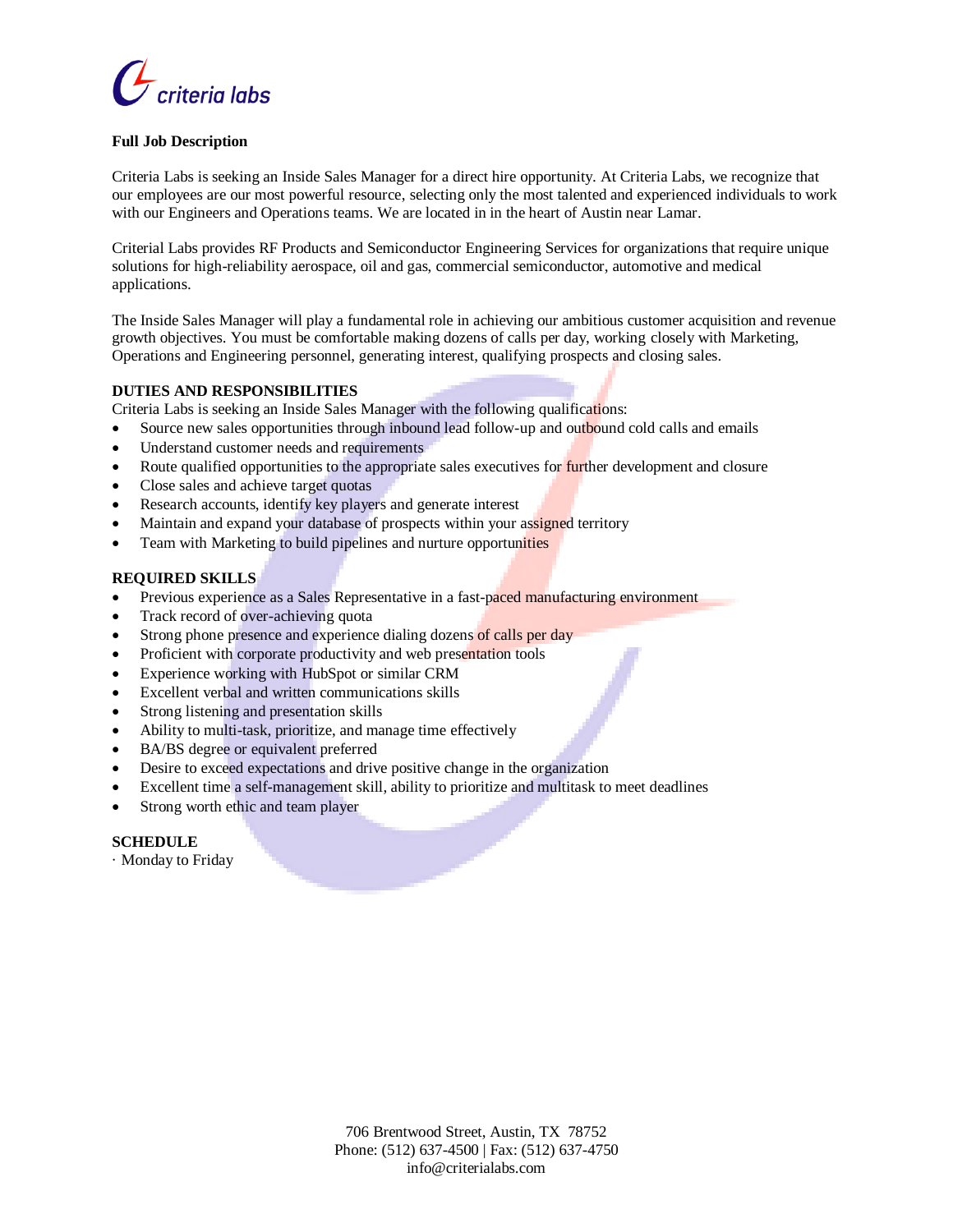**Full Job Description**

Criteria Labs is seeking an Inside Sales Manager for a direct hire opportunity. At Criteria Labs, we recognize that our employees are our most powerful resource, selecting only the most talented and experienced individuals to work with our Engineers and Operations teams. We are located in in the heart of Austin near Lamar.

Criterial Labs provides RF Products and Semiconductor Engineering Services for organizations that require unique solutions for high-reliability aerospace, oil and gas, commercial semiconductor, automotive and medical applications.

The Inside Sales Manager will play a fundamental role in achieving our ambitious customer acquisition and revenue growth objectives. You must be comfortable making dozens of calls per day, working closely with Marketing, Operations and Engineering personnel, generating interest, qualifying prospects and closing sales.

**DUTIES AND RESPONSIBILITIES**

Criteria Labs is seeking an Inside Sales Manager with the following qualifications:

- Source new sales opportunities through inbound lead follow-up and outbound cold calls and emails
- Understand customer needs and requirements
- Route qualified opportunities to the appropriate sales executives for further development and closure
- Close sales and achieve target quotas
- Research accounts, identify key players and generate interest
- Maintain and expand your database of prospects within your assigned territory
- Team with Marketing to build pipelines and nurture opportunities

**REQUIRED SKILLS**

- Previous experience as a Sales Representative in a fast-paced manufacturing environment
- Track record of over-achieving quota
- Strong phone presence and experience dialing dozens of calls per day
- Proficient with corporate productivity and web presentation tools
- Experience working with HubSpot or similar CRM
- Excellent verbal and written communications skills
- Strong listening and presentation skills
- Ability to multi-task, prioritize, and manage time effectively
- BA/BS degree or equivalent preferred
- Desire to exceed expectations and drive positive change in the organization
- Excellent time a self-management skill, ability to prioritize and multitask to meet deadlines
- Strong worth ethic and team player

**SCHEDULE**

· Monday to Friday

706 Brentwood Street, Austin, TX 78752
Phone: (512) 637-4500 | Fax: (512) 637-4750
info@criterialabs.com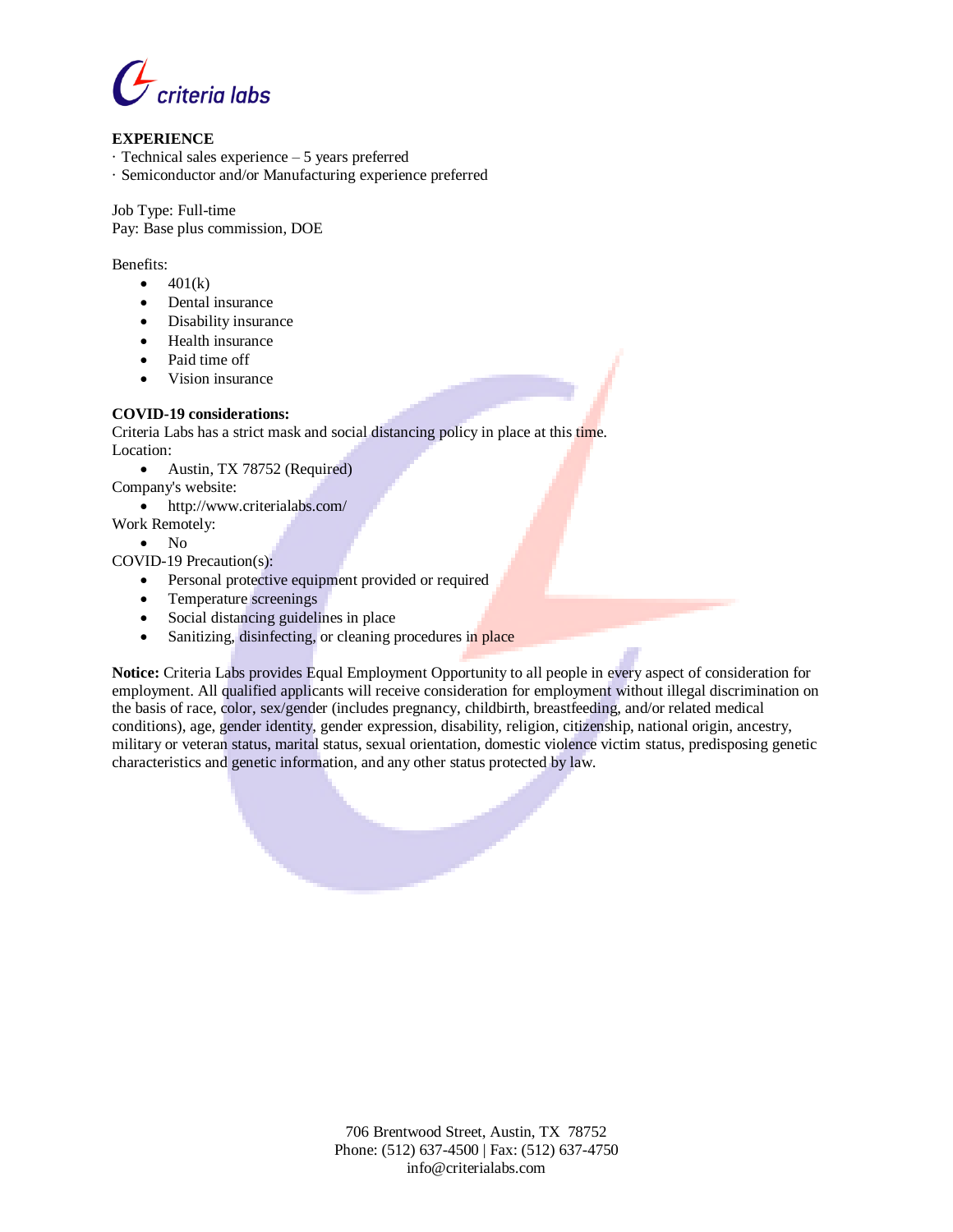**EXPERIENCE**

· Technical sales experience – 5 years preferred
· Semiconductor and/or Manufacturing experience preferred

Job Type: Full-time
Pay: Base plus commission, DOE

Benefits:

- 401(k)
- Dental insurance
- Disability insurance
- Health insurance
- Paid time off
- Vision insurance

**COVID-19 considerations:**
Criteria Labs has a strict mask and social distancing policy in place at this time.
Location:

- Austin, TX 78752 (Required)

Company's website:

- http://www.criterialabs.com/

Work Remotely:

- No

COVID-19 Precaution(s):

- Personal protective equipment provided or required
- Temperature screenings
- Social distancing guidelines in place
- Sanitizing, disinfecting, or cleaning procedures in place

**Notice:** Criteria Labs provides Equal Employment Opportunity to all people in every aspect of consideration for employment. All qualified applicants will receive consideration for employment without illegal discrimination on the basis of race, color, sex/gender (includes pregnancy, childbirth, breastfeeding, and/or related medical conditions), age, gender identity, gender expression, disability, religion, citizenship, national origin, ancestry, military or veteran status, marital status, sexual orientation, domestic violence victim status, predisposing genetic characteristics and genetic information, and any other status protected by law.